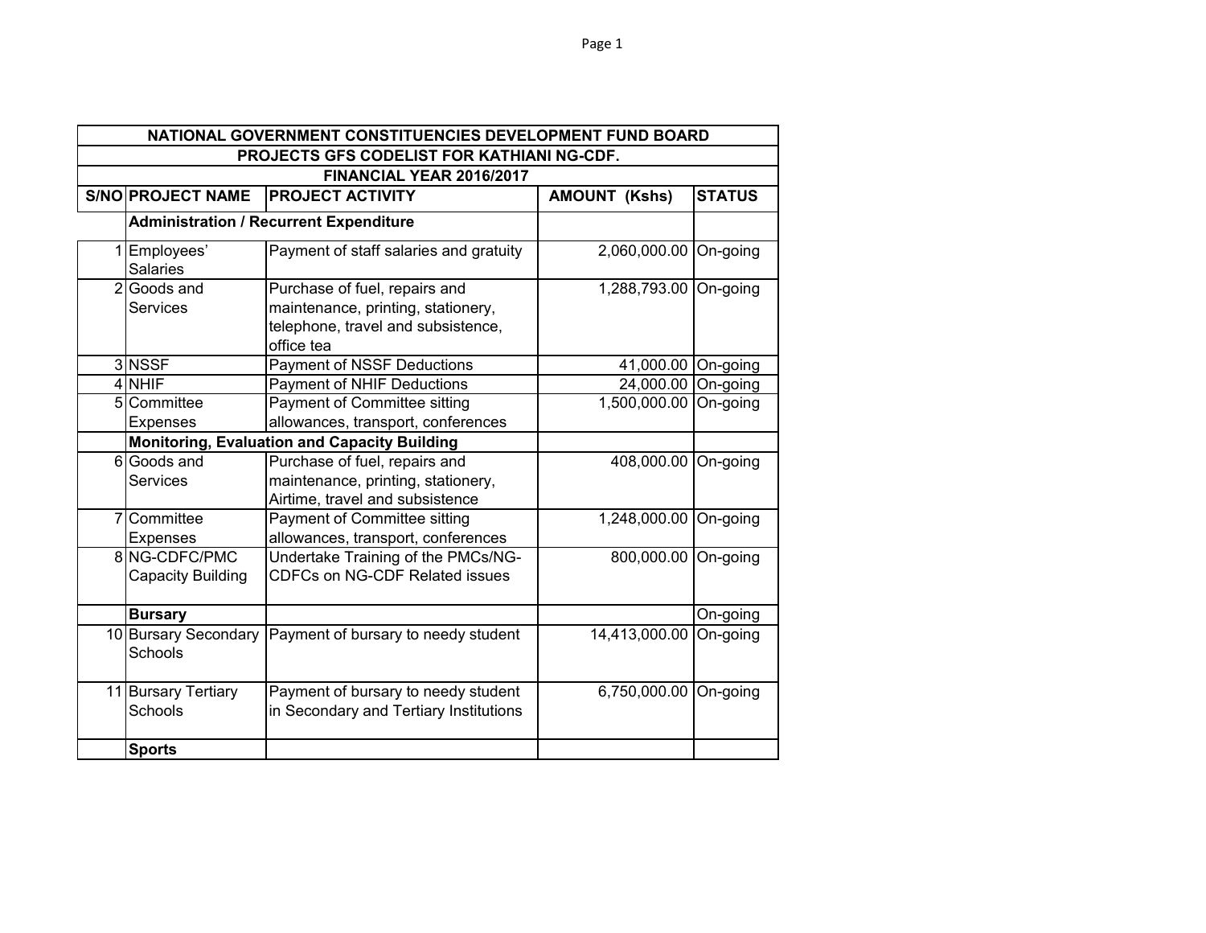| NATIONAL GOVERNMENT CONSTITUENCIES DEVELOPMENT FUND BOARD | | | | |
|---|---|---|---|---|
| PROJECTS GFS CODELIST FOR KATHIANI NG-CDF. | | | | |
| FINANCIAL YEAR 2016/2017 | | | | |
| **S/NO** | **PROJECT NAME** | **PROJECT ACTIVITY** | **AMOUNT (Kshs)** | **STATUS** |
| | **Administration / Recurrent Expenditure** | | | |
| 1 | Employees' Salaries | Payment of staff salaries and gratuity | 2,060,000.00 | On-going |
| 2 | Goods and Services | Purchase of fuel, repairs and maintenance, printing, stationery, telephone, travel and subsistence, office tea | 1,288,793.00 | On-going |
| 3 | NSSF | Payment of NSSF Deductions | 41,000.00 | On-going |
| 4 | NHIF | Payment of NHIF Deductions | 24,000.00 | On-going |
| 5 | Committee Expenses | Payment of Committee sitting allowances, transport, conferences | 1,500,000.00 | On-going |
| | **Monitoring, Evaluation and Capacity Building** | | | |
| 6 | Goods and Services | Purchase of fuel, repairs and maintenance, printing, stationery, Airtime, travel and subsistence | 408,000.00 | On-going |
| 7 | Committee Expenses | Payment of Committee sitting allowances, transport, conferences | 1,248,000.00 | On-going |
| 8 | NG-CDFC/PMC Capacity Building | Undertake Training of the PMCs/NG-CDFCs on NG-CDF Related issues | 800,000.00 | On-going |
| | **Bursary** | | | On-going |
| 10 | Bursary Secondary Schools | Payment of bursary to needy student | 14,413,000.00 | On-going |
| 11 | Bursary Tertiary Schools | Payment of bursary to needy student in Secondary and Tertiary Institutions | 6,750,000.00 | On-going |
| | **Sports** | | | |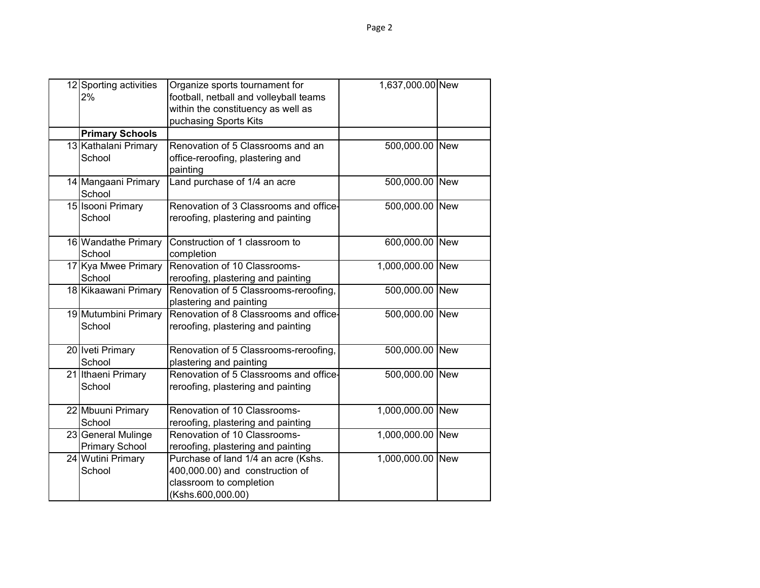| | | | | |
|---|---|---|---|---|
| 12 | Sporting activities 2% | Organize sports tournament for football, netball and volleyball teams within the constituency as well as puchasing Sports Kits | 1,637,000.00 | New |
| | **Primary Schools** | | | |
| 13 | Kathalani Primary School | Renovation of 5 Classrooms and an office-reroofing, plastering and painting | 500,000.00 | New |
| 14 | Mangaani Primary School | Land purchase of 1/4 an acre | 500,000.00 | New |
| 15 | Isooni Primary School | Renovation of 3 Classrooms and office-reroofing, plastering and painting | 500,000.00 | New |
| 16 | Wandathe Primary School | Construction of 1 classroom to completion | 600,000.00 | New |
| 17 | Kya Mwee Primary School | Renovation of 10 Classrooms-reroofing, plastering and painting | 1,000,000.00 | New |
| 18 | Kikaawani Primary | Renovation of 5 Classrooms-reroofing, plastering and painting | 500,000.00 | New |
| 19 | Mutumbini Primary School | Renovation of 8 Classrooms and office-reroofing, plastering and painting | 500,000.00 | New |
| 20 | Iveti Primary School | Renovation of 5 Classrooms-reroofing, plastering and painting | 500,000.00 | New |
| 21 | Ithaeni Primary School | Renovation of 5 Classrooms and office-reroofing, plastering and painting | 500,000.00 | New |
| 22 | Mbuuni Primary School | Renovation of 10 Classrooms-reroofing, plastering and painting | 1,000,000.00 | New |
| 23 | General Mulinge Primary School | Renovation of 10 Classrooms-reroofing, plastering and painting | 1,000,000.00 | New |
| 24 | Wutini Primary School | Purchase of land 1/4 an acre (Kshs. 400,000.00) and construction of classroom to completion (Kshs.600,000.00) | 1,000,000.00 | New |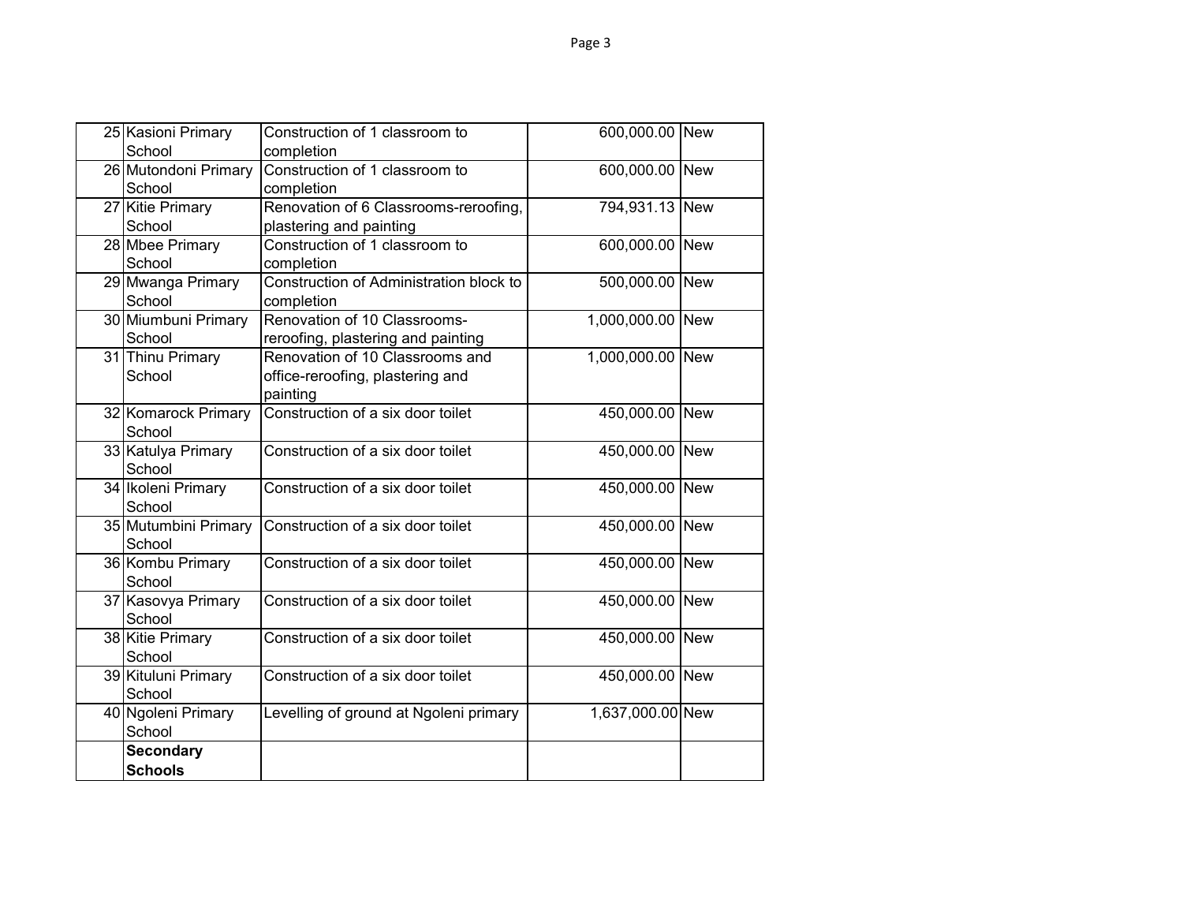| | | | | |
|---|---|---|---|---|
| 25 | Kasioni Primary School | Construction of 1 classroom to completion | 600,000.00 | New |
| 26 | Mutondoni Primary School | Construction of 1 classroom to completion | 600,000.00 | New |
| 27 | Kitie Primary School | Renovation of 6 Classrooms-reroofing, plastering and painting | 794,931.13 | New |
| 28 | Mbee Primary School | Construction of 1 classroom to completion | 600,000.00 | New |
| 29 | Mwanga Primary School | Construction of Administration block to completion | 500,000.00 | New |
| 30 | Miumbuni Primary School | Renovation of 10 Classrooms-reroofing, plastering and painting | 1,000,000.00 | New |
| 31 | Thinu Primary School | Renovation of 10 Classrooms and office-reroofing, plastering and painting | 1,000,000.00 | New |
| 32 | Komarock Primary School | Construction of a six door toilet | 450,000.00 | New |
| 33 | Katulya Primary School | Construction of a six door toilet | 450,000.00 | New |
| 34 | Ikoleni Primary School | Construction of a six door toilet | 450,000.00 | New |
| 35 | Mutumbini Primary School | Construction of a six door toilet | 450,000.00 | New |
| 36 | Kombu Primary School | Construction of a six door toilet | 450,000.00 | New |
| 37 | Kasovya Primary School | Construction of a six door toilet | 450,000.00 | New |
| 38 | Kitie Primary School | Construction of a six door toilet | 450,000.00 | New |
| 39 | Kituluni Primary School | Construction of a six door toilet | 450,000.00 | New |
| 40 | Ngoleni Primary School | Levelling of ground at Ngoleni primary | 1,637,000.00 | New |
| | **Secondary Schools** | | | |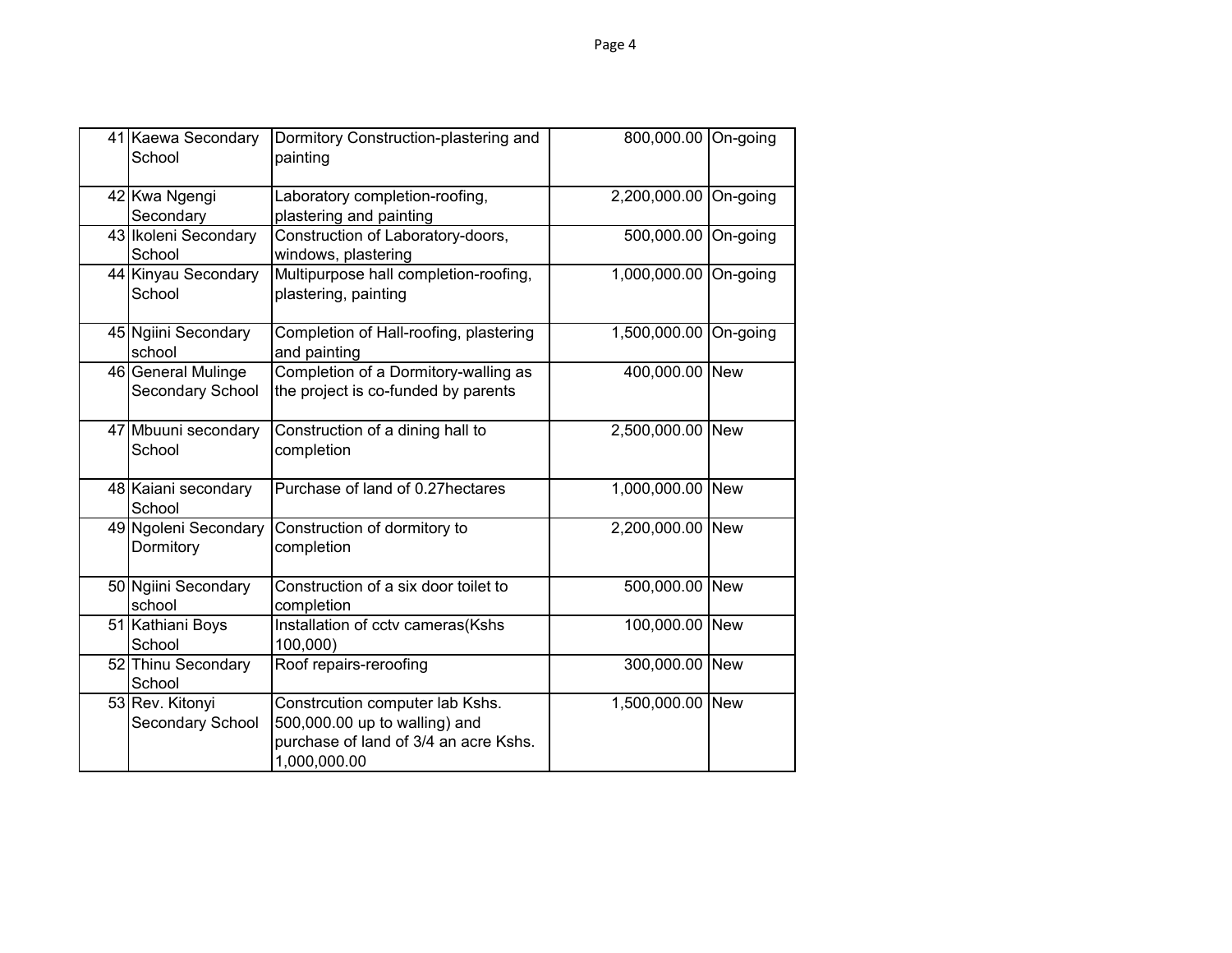| | | | | |
|---|---|---|---|---|
| 41 | Kaewa Secondary School | Dormitory Construction-plastering and painting | 800,000.00 | On-going |
| 42 | Kwa Ngengi Secondary | Laboratory completion-roofing, plastering and painting | 2,200,000.00 | On-going |
| 43 | Ikoleni Secondary School | Construction of Laboratory-doors, windows, plastering | 500,000.00 | On-going |
| 44 | Kinyau Secondary School | Multipurpose hall completion-roofing, plastering, painting | 1,000,000.00 | On-going |
| 45 | Ngiini Secondary school | Completion of Hall-roofing, plastering and painting | 1,500,000.00 | On-going |
| 46 | General Mulinge Secondary School | Completion of a Dormitory-walling as the project is co-funded by parents | 400,000.00 | New |
| 47 | Mbuuni secondary School | Construction of a dining hall to completion | 2,500,000.00 | New |
| 48 | Kaiani secondary School | Purchase of land of 0.27hectares | 1,000,000.00 | New |
| 49 | Ngoleni Secondary Dormitory | Construction of dormitory to completion | 2,200,000.00 | New |
| 50 | Ngiini Secondary school | Construction of a six door toilet to completion | 500,000.00 | New |
| 51 | Kathiani Boys School | Installation of cctv cameras(Kshs 100,000) | 100,000.00 | New |
| 52 | Thinu Secondary School | Roof repairs-reroofing | 300,000.00 | New |
| 53 | Rev. Kitonyi Secondary School | Constrcution computer lab Kshs. 500,000.00 up to walling) and purchase of land of 3/4 an acre Kshs. 1,000,000.00 | 1,500,000.00 | New |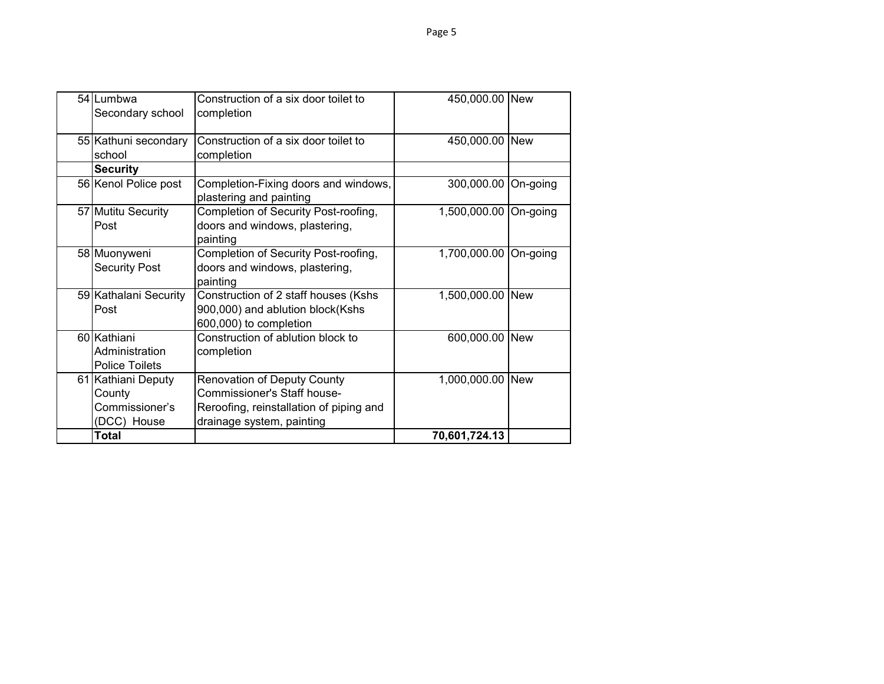| | | | | |
|---|---|---|---|---|
| 54 | Lumbwa Secondary school | Construction of a six door toilet to completion | 450,000.00 | New |
| 55 | Kathuni secondary school | Construction of a six door toilet to completion | 450,000.00 | New |
| | **Security** | | | |
| 56 | Kenol Police post | Completion-Fixing doors and windows, plastering and painting | 300,000.00 | On-going |
| 57 | Mutitu Security Post | Completion of Security Post-roofing, doors and windows, plastering, painting | 1,500,000.00 | On-going |
| 58 | Muonyweni Security Post | Completion of Security Post-roofing, doors and windows, plastering, painting | 1,700,000.00 | On-going |
| 59 | Kathalani Security Post | Construction of 2 staff houses (Kshs 900,000) and ablution block(Kshs 600,000) to completion | 1,500,000.00 | New |
| 60 | Kathiani Administration Police Toilets | Construction of ablution block to completion | 600,000.00 | New |
| 61 | Kathiani Deputy County Commissioner's (DCC) House | Renovation of Deputy County Commissioner's Staff house-Reroofing, reinstallation of piping and drainage system, painting | 1,000,000.00 | New |
| | **Total** | | **70,601,724.13** | |